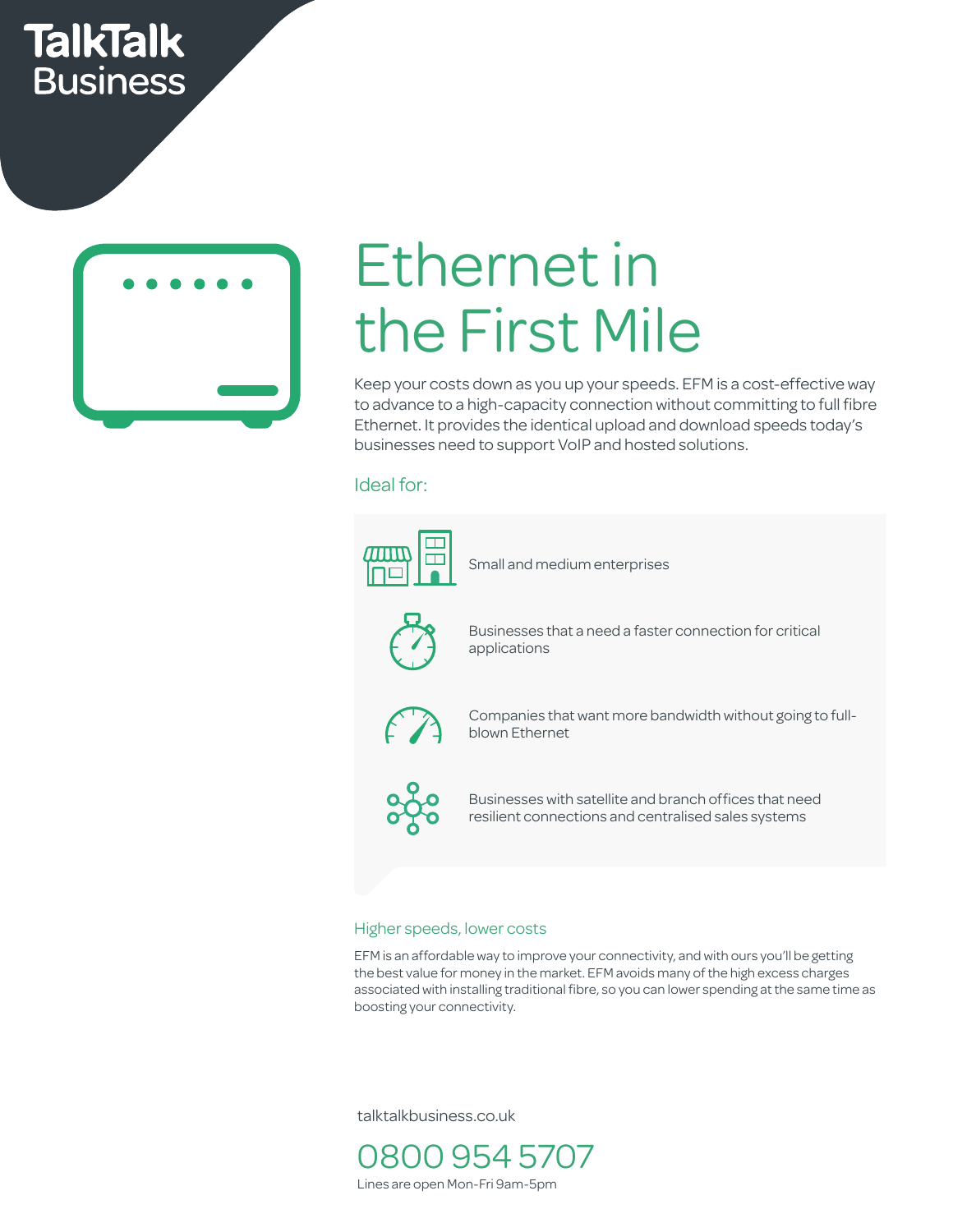TalkTalk Business

# Ethernet in the First Mile

Keep your costs down as you up your speeds. EFM is a cost-effective way to advance to a high-capacity connection without committing to full fibre Ethernet. It provides the identical upload and download speeds today's businesses need to support VoIP and hosted solutions.

## Ideal for:

- Small and medium enterprises
- Businesses that a need a faster connection for critical applications
- Companies that want more bandwidth without going to full-blown Ethernet
- Businesses with satellite and branch offices that need resilient connections and centralised sales systems

## Higher speeds, lower costs

EFM is an affordable way to improve your connectivity, and with ours you'll be getting the best value for money in the market. EFM avoids many of the high excess charges associated with installing traditional fibre, so you can lower spending at the same time as boosting your connectivity.

talktalkbusiness.co.uk

0800 954 5707

Lines are open Mon-Fri 9am-5pm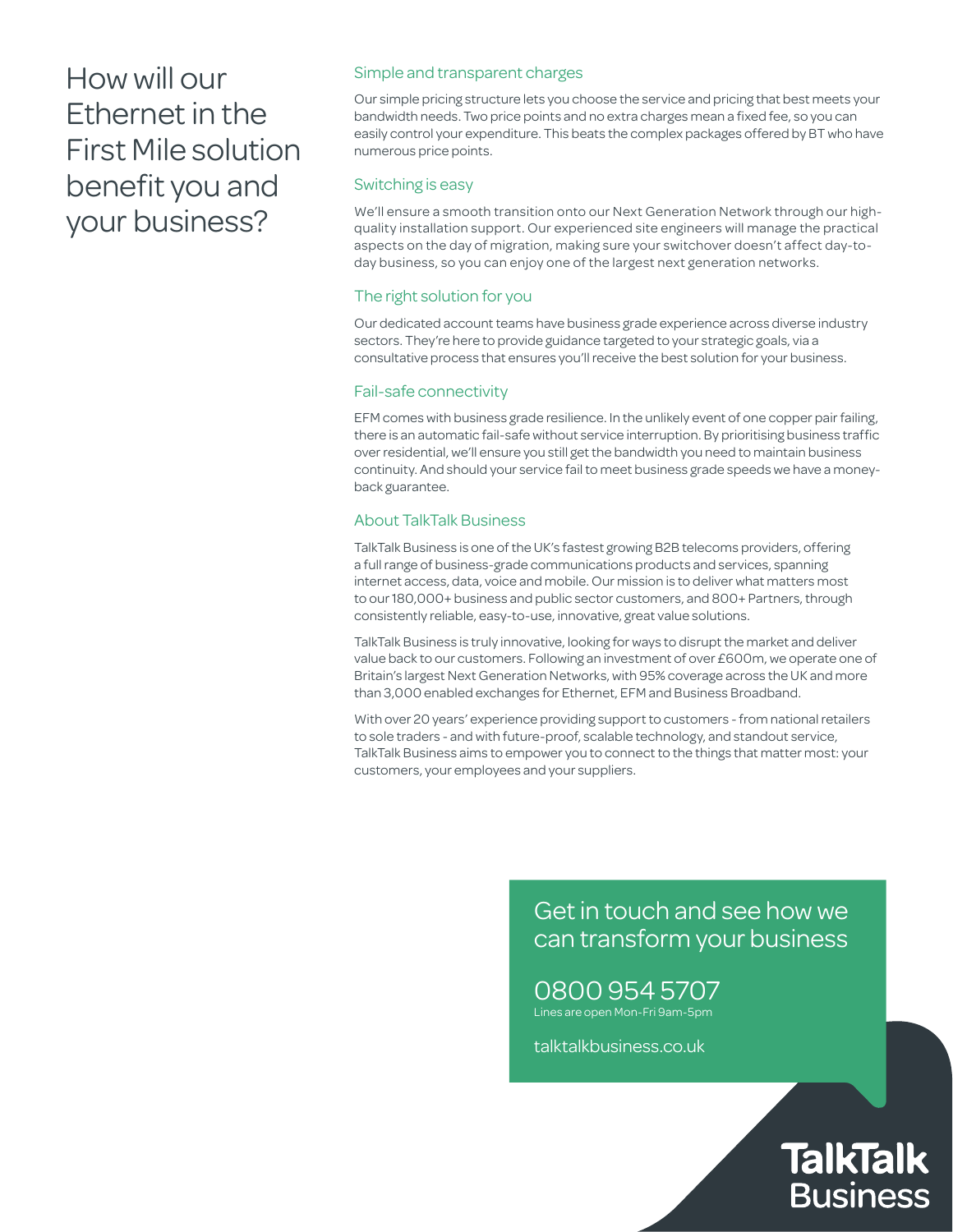# How will our Ethernet in the First Mile solution benefit you and your business?

## Simple and transparent charges

Our simple pricing structure lets you choose the service and pricing that best meets your bandwidth needs. Two price points and no extra charges mean a fixed fee, so you can easily control your expenditure. This beats the complex packages offered by BT who have numerous price points.

## Switching is easy

We'll ensure a smooth transition onto our Next Generation Network through our high-quality installation support. Our experienced site engineers will manage the practical aspects on the day of migration, making sure your switchover doesn't affect day-to-day business, so you can enjoy one of the largest next generation networks.

## The right solution for you

Our dedicated account teams have business grade experience across diverse industry sectors. They're here to provide guidance targeted to your strategic goals, via a consultative process that ensures you'll receive the best solution for your business.

## Fail-safe connectivity

EFM comes with business grade resilience. In the unlikely event of one copper pair failing, there is an automatic fail-safe without service interruption. By prioritising business traffic over residential, we'll ensure you still get the bandwidth you need to maintain business continuity. And should your service fail to meet business grade speeds we have a money-back guarantee.

## About TalkTalk Business

TalkTalk Business is one of the UK's fastest growing B2B telecoms providers, offering a full range of business-grade communications products and services, spanning internet access, data, voice and mobile. Our mission is to deliver what matters most to our 180,000+ business and public sector customers, and 800+ Partners, through consistently reliable, easy-to-use, innovative, great value solutions.

TalkTalk Business is truly innovative, looking for ways to disrupt the market and deliver value back to our customers. Following an investment of over £600m, we operate one of Britain's largest Next Generation Networks, with 95% coverage across the UK and more than 3,000 enabled exchanges for Ethernet, EFM and Business Broadband.

With over 20 years' experience providing support to customers - from national retailers to sole traders - and with future-proof, scalable technology, and standout service, TalkTalk Business aims to empower you to connect to the things that matter most: your customers, your employees and your suppliers.

Get in touch and see how we can transform your business

0800 954 5707

Lines are open Mon-Fri 9am-5pm

talktalkbusiness.co.uk

TalkTalk Business